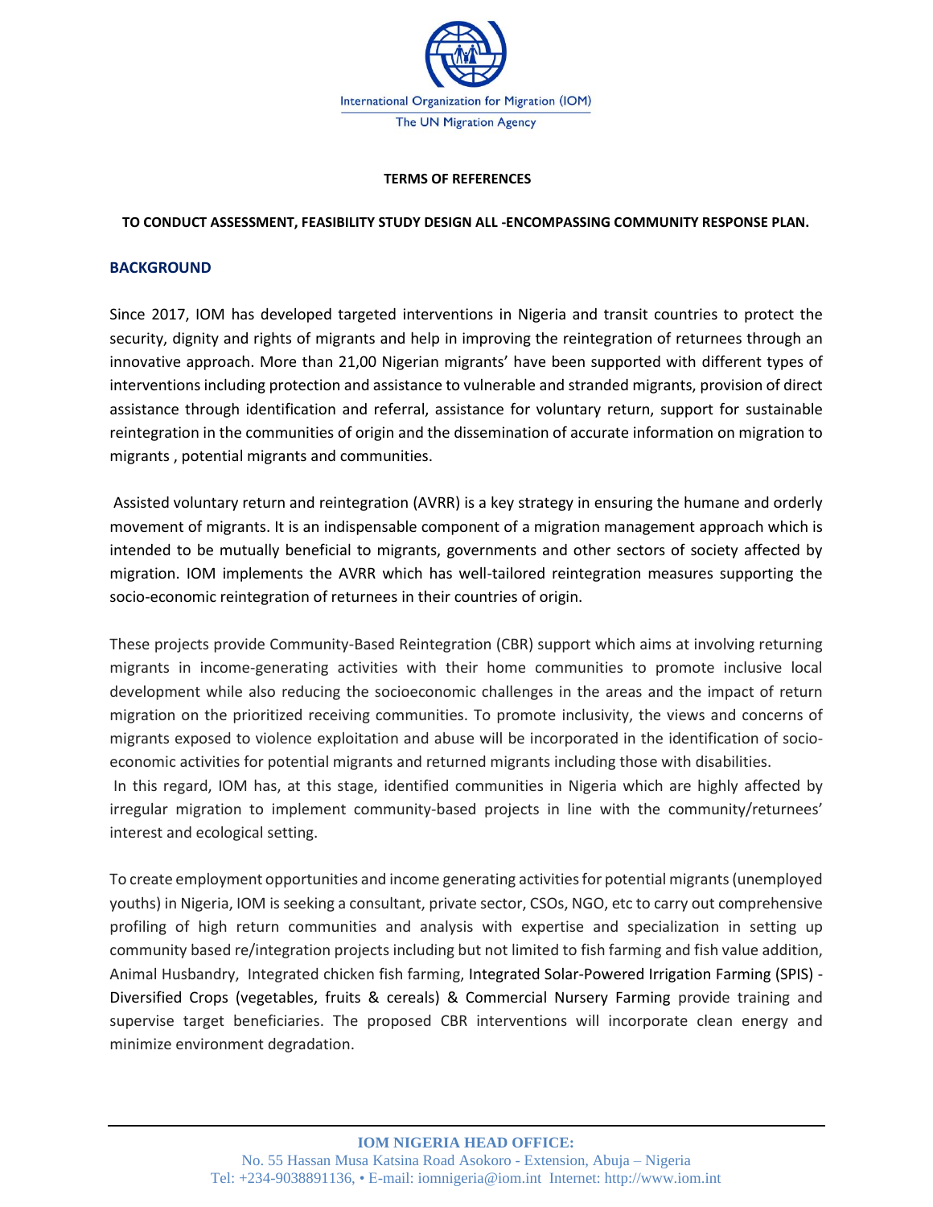International Organization for Migration (IOM)

The UN Migration Agency

**TERMS OF REFERENCES**

**TO CONDUCT ASSESSMENT, FEASIBILITY STUDY DESIGN ALL -ENCOMPASSING COMMUNITY RESPONSE PLAN.**

## BACKGROUND

Since 2017, IOM has developed targeted interventions in Nigeria and transit countries to protect the security, dignity and rights of migrants and help in improving the reintegration of returnees through an innovative approach. More than 21,00 Nigerian migrants' have been supported with different types of interventions including protection and assistance to vulnerable and stranded migrants, provision of direct assistance through identification and referral, assistance for voluntary return, support for sustainable reintegration in the communities of origin and the dissemination of accurate information on migration to migrants , potential migrants and communities.

Assisted voluntary return and reintegration (AVRR) is a key strategy in ensuring the humane and orderly movement of migrants. It is an indispensable component of a migration management approach which is intended to be mutually beneficial to migrants, governments and other sectors of society affected by migration. IOM implements the AVRR which has well-tailored reintegration measures supporting the socio-economic reintegration of returnees in their countries of origin.

These projects provide Community-Based Reintegration (CBR) support which aims at involving returning migrants in income-generating activities with their home communities to promote inclusive local development while also reducing the socioeconomic challenges in the areas and the impact of return migration on the prioritized receiving communities. To promote inclusivity, the views and concerns of migrants exposed to violence exploitation and abuse will be incorporated in the identification of socio-economic activities for potential migrants and returned migrants including those with disabilities.

In this regard, IOM has, at this stage, identified communities in Nigeria which are highly affected by irregular migration to implement community-based projects in line with the community/returnees' interest and ecological setting.

To create employment opportunities and income generating activities for potential migrants (unemployed youths) in Nigeria, IOM is seeking a consultant, private sector, CSOs, NGO, etc to carry out comprehensive profiling of high return communities and analysis with expertise and specialization in setting up community based re/integration projects including but not limited to fish farming and fish value addition, Animal Husbandry, Integrated chicken fish farming, Integrated Solar-Powered Irrigation Farming (SPIS) - Diversified Crops (vegetables, fruits & cereals) & Commercial Nursery Farming provide training and supervise target beneficiaries. The proposed CBR interventions will incorporate clean energy and minimize environment degradation.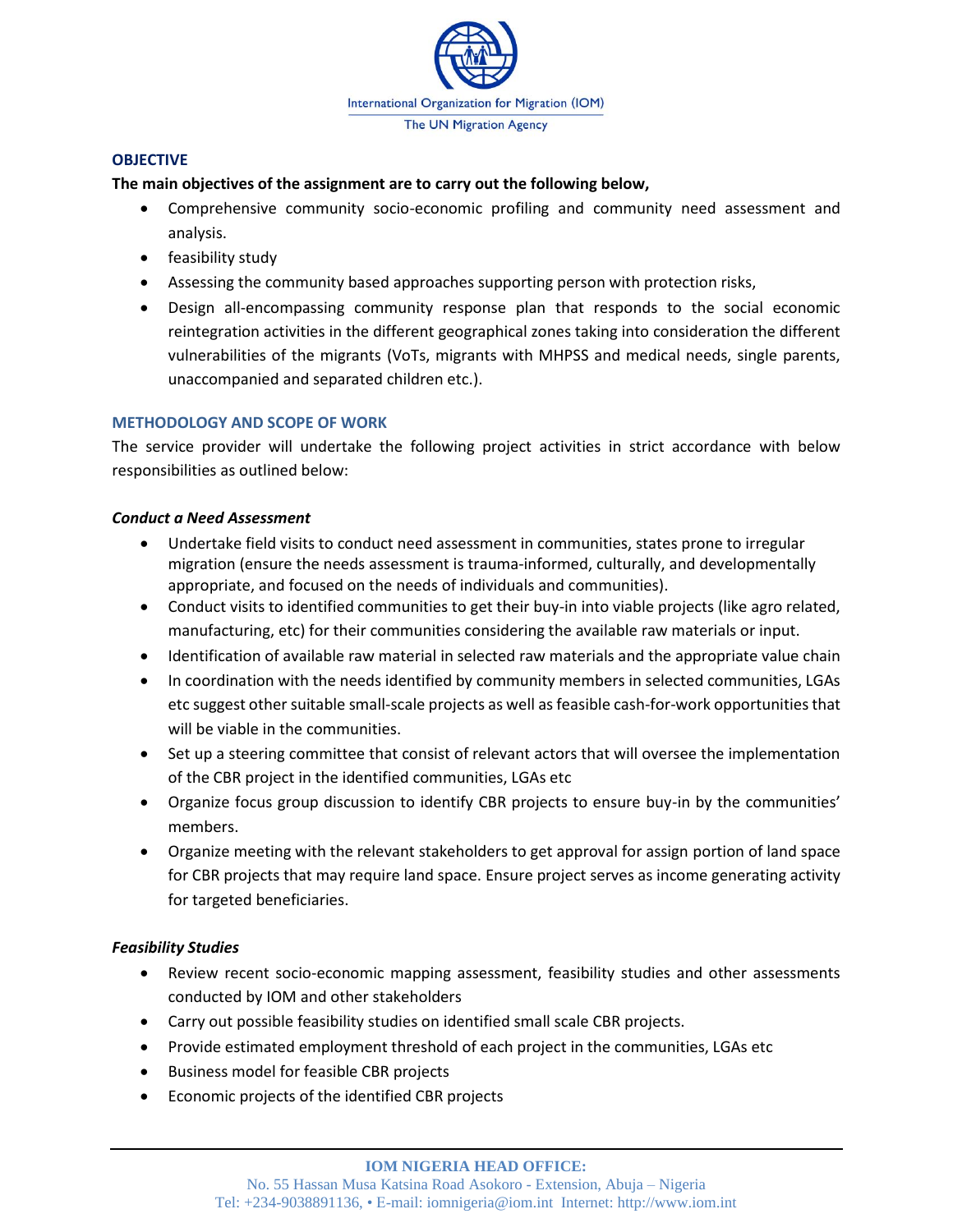## OBJECTIVE

**The main objectives of the assignment are to carry out the following below,**

- Comprehensive community socio-economic profiling and community need assessment and analysis.
- feasibility study
- Assessing the community based approaches supporting person with protection risks,
- Design all-encompassing community response plan that responds to the social economic reintegration activities in the different geographical zones taking into consideration the different vulnerabilities of the migrants (VoTs, migrants with MHPSS and medical needs, single parents, unaccompanied and separated children etc.).

## METHODOLOGY AND SCOPE OF WORK

The service provider will undertake the following project activities in strict accordance with below responsibilities as outlined below:

### *Conduct a Need Assessment*

- Undertake field visits to conduct need assessment in communities, states prone to irregular migration (ensure the needs assessment is trauma-informed, culturally, and developmentally appropriate, and focused on the needs of individuals and communities).
- Conduct visits to identified communities to get their buy-in into viable projects (like agro related, manufacturing, etc) for their communities considering the available raw materials or input.
- Identification of available raw material in selected raw materials and the appropriate value chain
- In coordination with the needs identified by community members in selected communities, LGAs etc suggest other suitable small-scale projects as well as feasible cash-for-work opportunities that will be viable in the communities.
- Set up a steering committee that consist of relevant actors that will oversee the implementation of the CBR project in the identified communities, LGAs etc
- Organize focus group discussion to identify CBR projects to ensure buy-in by the communities' members.
- Organize meeting with the relevant stakeholders to get approval for assign portion of land space for CBR projects that may require land space. Ensure project serves as income generating activity for targeted beneficiaries.

### *Feasibility Studies*

- Review recent socio-economic mapping assessment, feasibility studies and other assessments conducted by IOM and other stakeholders
- Carry out possible feasibility studies on identified small scale CBR projects.
- Provide estimated employment threshold of each project in the communities, LGAs etc
- Business model for feasible CBR projects
- Economic projects of the identified CBR projects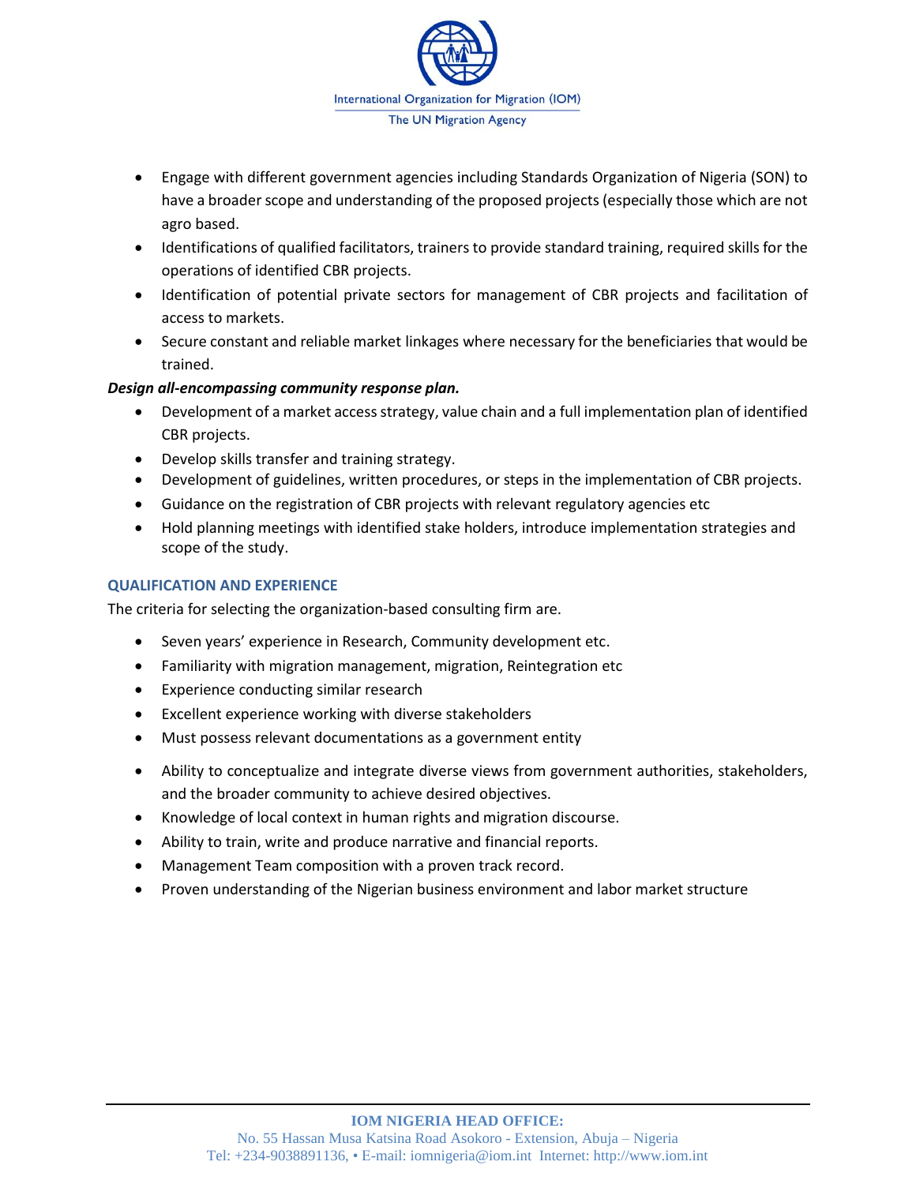- Engage with different government agencies including Standards Organization of Nigeria (SON) to have a broader scope and understanding of the proposed projects (especially those which are not agro based.
- Identifications of qualified facilitators, trainers to provide standard training, required skills for the operations of identified CBR projects.
- Identification of potential private sectors for management of CBR projects and facilitation of access to markets.
- Secure constant and reliable market linkages where necessary for the beneficiaries that would be trained.

***Design all-encompassing community response plan.***

- Development of a market access strategy, value chain and a full implementation plan of identified CBR projects.
- Develop skills transfer and training strategy.
- Development of guidelines, written procedures, or steps in the implementation of CBR projects.
- Guidance on the registration of CBR projects with relevant regulatory agencies etc
- Hold planning meetings with identified stake holders, introduce implementation strategies and scope of the study.

### QUALIFICATION AND EXPERIENCE

The criteria for selecting the organization-based consulting firm are.

- Seven years' experience in Research, Community development etc.
- Familiarity with migration management, migration, Reintegration etc
- Experience conducting similar research
- Excellent experience working with diverse stakeholders
- Must possess relevant documentations as a government entity
- Ability to conceptualize and integrate diverse views from government authorities, stakeholders, and the broader community to achieve desired objectives.
- Knowledge of local context in human rights and migration discourse.
- Ability to train, write and produce narrative and financial reports.
- Management Team composition with a proven track record.
- Proven understanding of the Nigerian business environment and labor market structure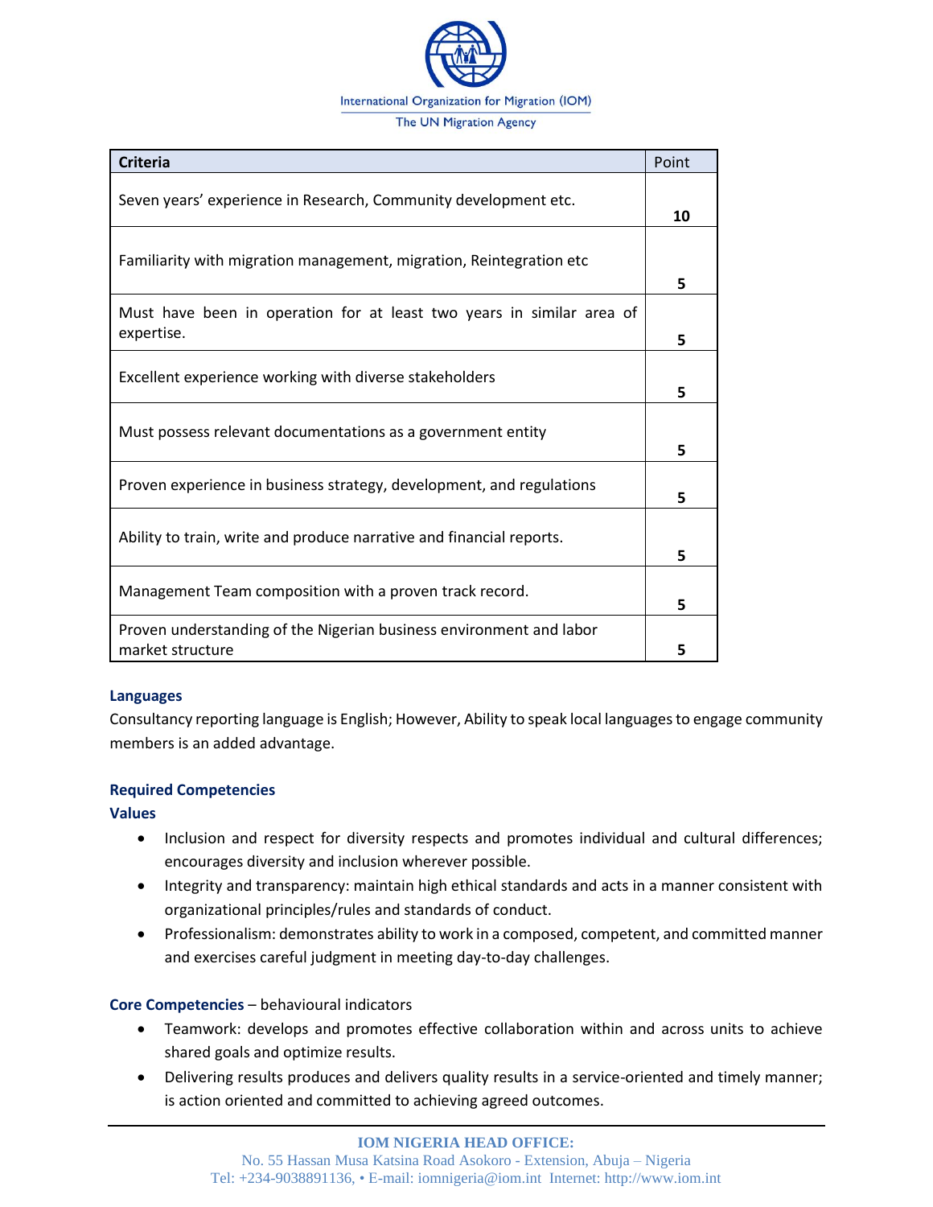| Criteria | Point |
|---|---|
| Seven years' experience in Research, Community development etc. | **10** |
| Familiarity with migration management, migration, Reintegration etc | **5** |
| Must have been in operation for at least two years in similar area of expertise. | **5** |
| Excellent experience working with diverse stakeholders | **5** |
| Must possess relevant documentations as a government entity | **5** |
| Proven experience in business strategy, development, and regulations | **5** |
| Ability to train, write and produce narrative and financial reports. | **5** |
| Management Team composition with a proven track record. | **5** |
| Proven understanding of the Nigerian business environment and labor market structure | **5** |

**Languages**

Consultancy reporting language is English; However, Ability to speak local languages to engage community members is an added advantage.

**Required Competencies**

**Values**

- Inclusion and respect for diversity respects and promotes individual and cultural differences; encourages diversity and inclusion wherever possible.
- Integrity and transparency: maintain high ethical standards and acts in a manner consistent with organizational principles/rules and standards of conduct.
- Professionalism: demonstrates ability to work in a composed, competent, and committed manner and exercises careful judgment in meeting day-to-day challenges.

**Core Competencies** – behavioural indicators

- Teamwork: develops and promotes effective collaboration within and across units to achieve shared goals and optimize results.
- Delivering results produces and delivers quality results in a service-oriented and timely manner; is action oriented and committed to achieving agreed outcomes.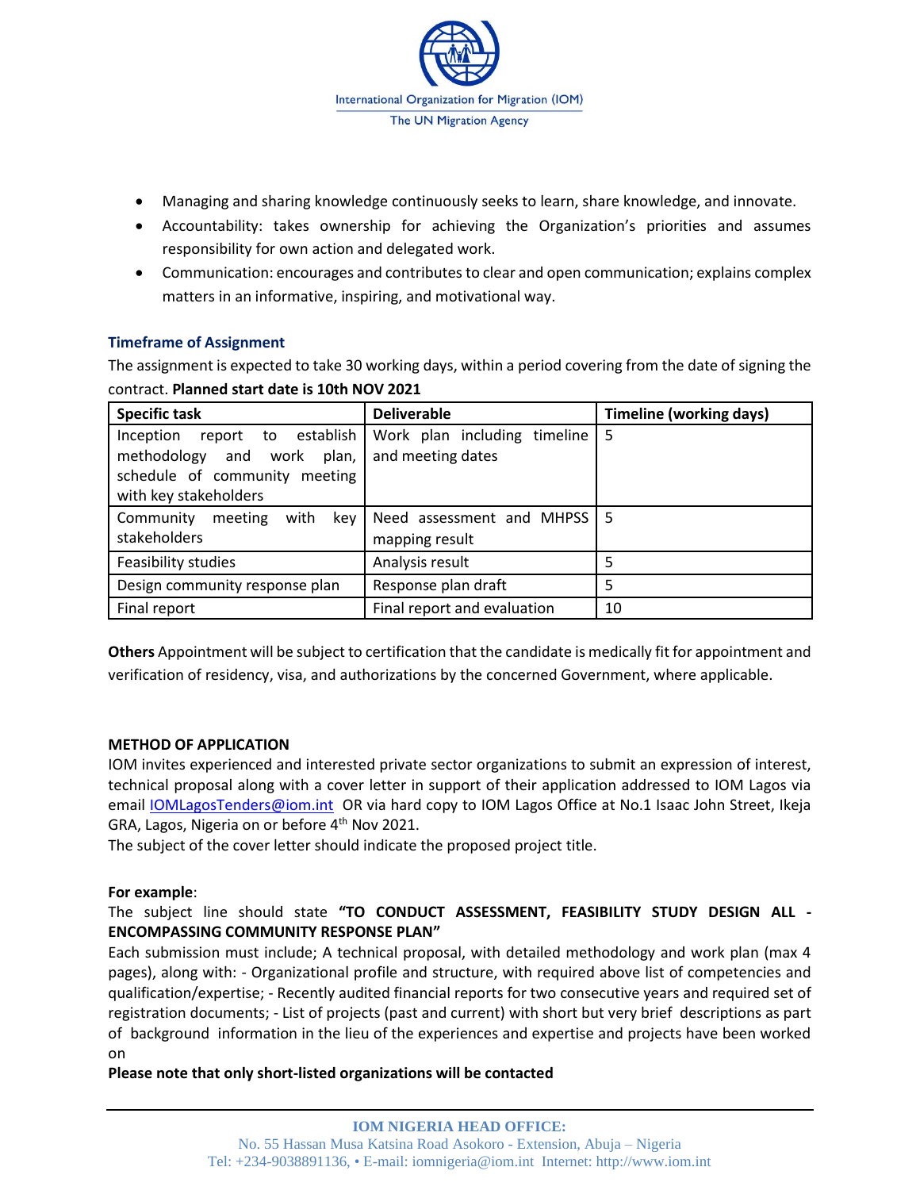- Managing and sharing knowledge continuously seeks to learn, share knowledge, and innovate.
- Accountability: takes ownership for achieving the Organization's priorities and assumes responsibility for own action and delegated work.
- Communication: encourages and contributes to clear and open communication; explains complex matters in an informative, inspiring, and motivational way.

### Timeframe of Assignment

The assignment is expected to take 30 working days, within a period covering from the date of signing the contract. **Planned start date is 10th NOV 2021**

| Specific task | Deliverable | Timeline (working days) |
|---|---|---|
| Inception report to establish methodology and work plan, schedule of community meeting with key stakeholders | Work plan including timeline and meeting dates | 5 |
| Community meeting with key stakeholders | Need assessment and MHPSS mapping result | 5 |
| Feasibility studies | Analysis result | 5 |
| Design community response plan | Response plan draft | 5 |
| Final report | Final report and evaluation | 10 |

**Others** Appointment will be subject to certification that the candidate is medically fit for appointment and verification of residency, visa, and authorizations by the concerned Government, where applicable.

**METHOD OF APPLICATION**

IOM invites experienced and interested private sector organizations to submit an expression of interest, technical proposal along with a cover letter in support of their application addressed to IOM Lagos via email IOMLagosTenders@iom.int OR via hard copy to IOM Lagos Office at No.1 Isaac John Street, Ikeja GRA, Lagos, Nigeria on or before 4th Nov 2021.

The subject of the cover letter should indicate the proposed project title.

**For example**:

The subject line should state **"TO CONDUCT ASSESSMENT, FEASIBILITY STUDY DESIGN ALL - ENCOMPASSING COMMUNITY RESPONSE PLAN"**

Each submission must include; A technical proposal, with detailed methodology and work plan (max 4 pages), along with: - Organizational profile and structure, with required above list of competencies and qualification/expertise; - Recently audited financial reports for two consecutive years and required set of registration documents; - List of projects (past and current) with short but very brief descriptions as part of background information in the lieu of the experiences and expertise and projects have been worked on

**Please note that only short-listed organizations will be contacted**